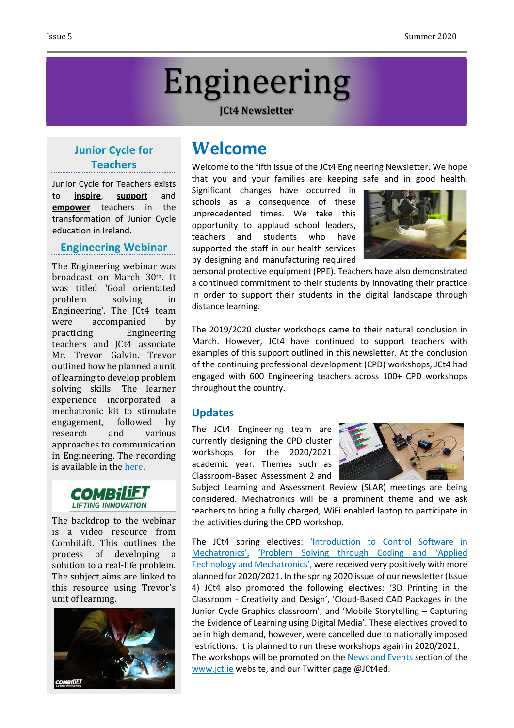# Engineering

**JCt4 Newsletter**

## Junior Cycle for Teachers

Junior Cycle for Teachers exists to **inspire**, **support** and **empower** teachers in the transformation of Junior Cycle education in Ireland.

## Engineering Webinar

The Engineering webinar was broadcast on March 30th. It was titled 'Goal orientated problem solving in Engineering'. The JCt4 team were accompanied by practicing Engineering teachers and JCt4 associate Mr. Trevor Galvin. Trevor outlined how he planned a unit of learning to develop problem solving skills. The learner experience incorporated a mechatronic kit to stimulate engagement, followed by research and various approaches to communication in Engineering. The recording is available in the here.

COMBILIFT LIFTING INNOVATION

The backdrop to the webinar is a video resource from CombiLift. This outlines the process of developing a solution to a real-life problem. The subject aims are linked to this resource using Trevor's unit of learning.

# Welcome

Welcome to the fifth issue of the JCt4 Engineering Newsletter. We hope that you and your families are keeping safe and in good health. Significant changes have occurred in schools as a consequence of these unprecedented times. We take this opportunity to applaud school leaders, teachers and students who have supported the staff in our health services by designing and manufacturing required personal protective equipment (PPE). Teachers have also demonstrated a continued commitment to their students by innovating their practice in order to support their students in the digital landscape through distance learning.

The 2019/2020 cluster workshops came to their natural conclusion in March. However, JCt4 have continued to support teachers with examples of this support outlined in this newsletter. At the conclusion of the continuing professional development (CPD) workshops, JCt4 had engaged with 600 Engineering teachers across 100+ CPD workshops throughout the country.

## Updates

The JCt4 Engineering team are currently designing the CPD cluster workshops for the 2020/2021 academic year. Themes such as Classroom-Based Assessment 2 and Subject Learning and Assessment Review (SLAR) meetings are being considered. Mechatronics will be a prominent theme and we ask teachers to bring a fully charged, WiFi enabled laptop to participate in the activities during the CPD workshop.

The JCt4 spring electives: 'Introduction to Control Software in Mechatronics', 'Problem Solving through Coding and 'Applied Technology and Mechatronics', were received very positively with more planned for 2020/2021. In the spring 2020 issue of our newsletter (Issue 4) JCt4 also promoted the following electives: '3D Printing in the Classroom - Creativity and Design', 'Cloud-Based CAD Packages in the Junior Cycle Graphics classroom', and 'Mobile Storytelling – Capturing the Evidence of Learning using Digital Media'. These electives proved to be in high demand, however, were cancelled due to nationally imposed restrictions. It is planned to run these workshops again in 2020/2021. The workshops will be promoted on the News and Events section of the www.jct.ie website, and our Twitter page @JCt4ed.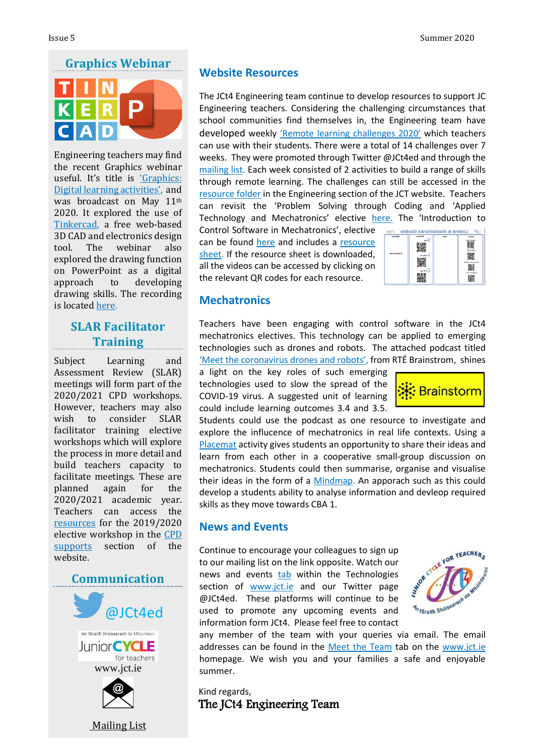## Graphics Webinar

Engineering teachers may find the recent Graphics webinar useful. It's title is 'Graphics: Digital learning activities', and was broadcast on May 11th 2020. It explored the use of Tinkercad, a free web-based 3D CAD and electronics design tool. The webinar also explored the drawing function on PowerPoint as a digital approach to developing drawing skills. The recording is located here.

## SLAR Facilitator Training

Subject Learning and Assessment Review (SLAR) meetings will form part of the 2020/2021 CPD workshops. However, teachers may also wish to consider SLAR facilitator training elective workshops which will explore the process in more detail and build teachers capacity to facilitate meetings. These are planned again for the 2020/2021 academic year. Teachers can access the resources for the 2019/2020 elective workshop in the CPD supports section of the website.

## Communication

@JCt4ed

www.jct.ie

Mailing List

## Website Resources

The JCt4 Engineering team continue to develop resources to support JC Engineering teachers. Considering the challenging circumstances that school communities find themselves in, the Engineering team have developed weekly 'Remote learning challenges 2020' which teachers can use with their students. There were a total of 14 challenges over 7 weeks. They were promoted through Twitter @JCt4ed and through the mailing list. Each week consisted of 2 activities to build a range of skills through remote learning. The challenges can still be accessed in the resource folder in the Engineering section of the JCT website. Teachers can revisit the 'Problem Solving through Coding and 'Applied Technology and Mechatronics' elective here. The 'Introduction to Control Software in Mechatronics', elective can be found here and includes a resource sheet. If the resource sheet is downloaded, all the videos can be accessed by clicking on the relevant QR codes for each resource.

## Mechatronics

Teachers have been engaging with control software in the JCt4 mechatronics electives. This technology can be applied to emerging technologies such as drones and robots. The attached podcast titled 'Meet the coronavirus drones and robots', from RTÉ Brainstrom, shines a light on the key roles of such emerging technologies used to slow the spread of the COVID-19 virus. A suggested unit of learning could include learning outcomes 3.4 and 3.5. Students could use the podcast as one resource to investigate and explore the inflecence of mechatronics in real life contexts. Using a Placemat activity gives students an opportunity to share their ideas and learn from each other in a cooperative small-group discussion on mechatronics. Students could then summarise, organise and visualise their ideas in the form of a Mindmap. An apporach such as this could develop a students ability to analyse information and devleop required skills as they move towards CBA 1.

## News and Events

Continue to encourage your colleagues to sign up to our mailing list on the link opposite. Watch our news and events tab within the Technologies section of www.jct.ie and our Twitter page @JCt4ed. These platforms will continue to be used to promote any upcoming events and information form JCt4. Please feel free to contact any member of the team with your queries via email. The email addresses can be found in the Meet the Team tab on the www.jct.ie homepage. We wish you and your families a safe and enjoyable summer.

Kind regards,

The JCt4 Engineering Team